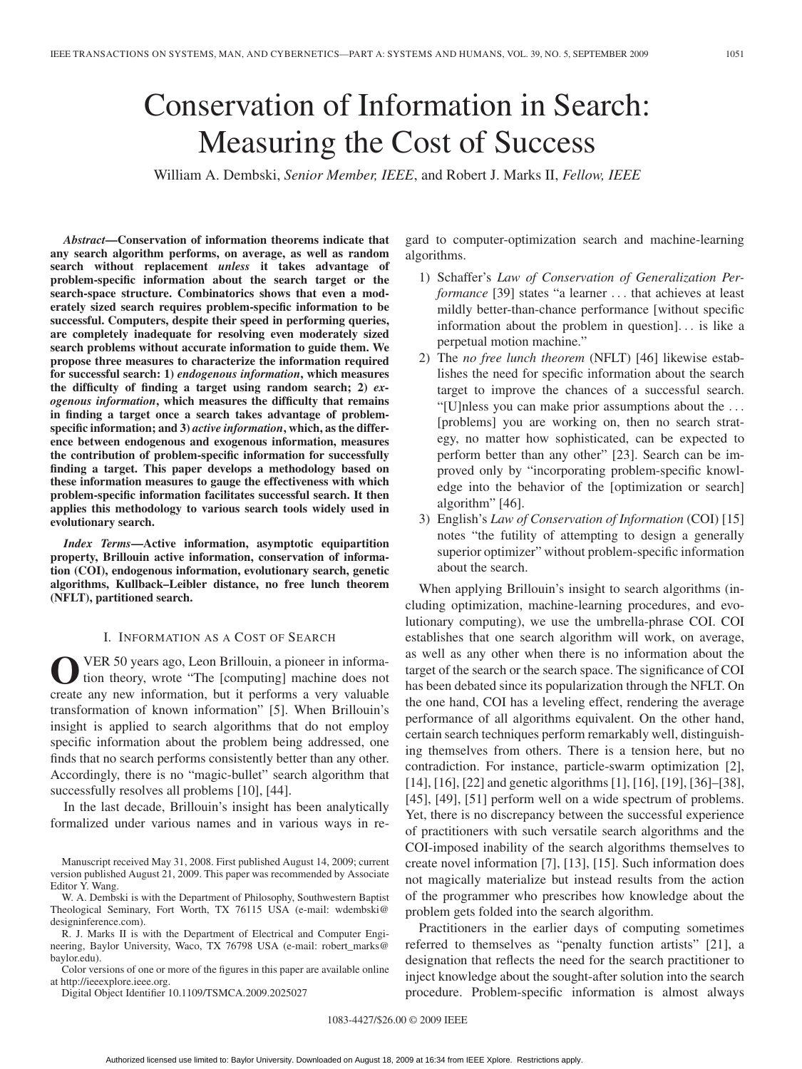# Conservation of Information in Search: Measuring the Cost of Success

William A. Dembski, *Senior Member, IEEE*, and Robert J. Marks II, *Fellow, IEEE*

***Abstract*—Conservation of information theorems indicate that any search algorithm performs, on average, as well as random search without replacement *unless* it takes advantage of problem-specific information about the search target or the search-space structure. Combinatorics shows that even a moderately sized search requires problem-specific information to be successful. Computers, despite their speed in performing queries, are completely inadequate for resolving even moderately sized search problems without accurate information to guide them. We propose three measures to characterize the information required for successful search: 1) *endogenous information*, which measures the difficulty of finding a target using random search; 2) *exogenous information*, which measures the difficulty that remains in finding a target once a search takes advantage of problem-specific information; and 3) *active information*, which, as the difference between endogenous and exogenous information, measures the contribution of problem-specific information for successfully finding a target. This paper develops a methodology based on these information measures to gauge the effectiveness with which problem-specific information facilitates successful search. It then applies this methodology to various search tools widely used in evolutionary search.**

***Index Terms*—Active information, asymptotic equipartition property, Brillouin active information, conservation of information (COI), endogenous information, evolutionary search, genetic algorithms, Kullback–Leibler distance, no free lunch theorem (NFLT), partitioned search.**

## I. Information as a Cost of Search

Over 50 years ago, Leon Brillouin, a pioneer in information theory, wrote "The [computing] machine does not create any new information, but it performs a very valuable transformation of known information" [5]. When Brillouin's insight is applied to search algorithms that do not employ specific information about the problem being addressed, one finds that no search performs consistently better than any other. Accordingly, there is no "magic-bullet" search algorithm that successfully resolves all problems [10], [44].

In the last decade, Brillouin's insight has been analytically formalized under various names and in various ways in regard to computer-optimization search and machine-learning algorithms.

1) Schaffer's *Law of Conservation of Generalization Performance* [39] states "a learner ... that achieves at least mildly better-than-chance performance [without specific information about the problem in question]... is like a perpetual motion machine."
2) The *no free lunch theorem* (NFLT) [46] likewise establishes the need for specific information about the search target to improve the chances of a successful search. "[U]nless you can make prior assumptions about the ... [problems] you are working on, then no search strategy, no matter how sophisticated, can be expected to perform better than any other" [23]. Search can be improved only by "incorporating problem-specific knowledge into the behavior of the [optimization or search] algorithm" [46].
3) English's *Law of Conservation of Information* (COI) [15] notes "the futility of attempting to design a generally superior optimizer" without problem-specific information about the search.

When applying Brillouin's insight to search algorithms (including optimization, machine-learning procedures, and evolutionary computing), we use the umbrella-phrase COI. COI establishes that one search algorithm will work, on average, as well as any other when there is no information about the target of the search or the search space. The significance of COI has been debated since its popularization through the NFLT. On the one hand, COI has a leveling effect, rendering the average performance of all algorithms equivalent. On the other hand, certain search techniques perform remarkably well, distinguishing themselves from others. There is a tension here, but no contradiction. For instance, particle-swarm optimization [2], [14], [16], [22] and genetic algorithms [1], [16], [19], [36]–[38], [45], [49], [51] perform well on a wide spectrum of problems. Yet, there is no discrepancy between the successful experience of practitioners with such versatile search algorithms and the COI-imposed inability of the search algorithms themselves to create novel information [7], [13], [15]. Such information does not magically materialize but instead results from the action of the programmer who prescribes how knowledge about the problem gets folded into the search algorithm.

Practitioners in the earlier days of computing sometimes referred to themselves as "penalty function artists" [21], a designation that reflects the need for the search practitioner to inject knowledge about the sought-after solution into the search procedure. Problem-specific information is almost always

Manuscript received May 31, 2008. First published August 14, 2009; current version published August 21, 2009. This paper was recommended by Associate Editor Y. Wang.

W. A. Dembski is with the Department of Philosophy, Southwestern Baptist Theological Seminary, Fort Worth, TX 76115 USA (e-mail: wdembski@designinference.com).

R. J. Marks II is with the Department of Electrical and Computer Engineering, Baylor University, Waco, TX 76798 USA (e-mail: robert_marks@baylor.edu).

Color versions of one or more of the figures in this paper are available online at http://ieeexplore.ieee.org.

Digital Object Identifier 10.1109/TSMCA.2009.2025027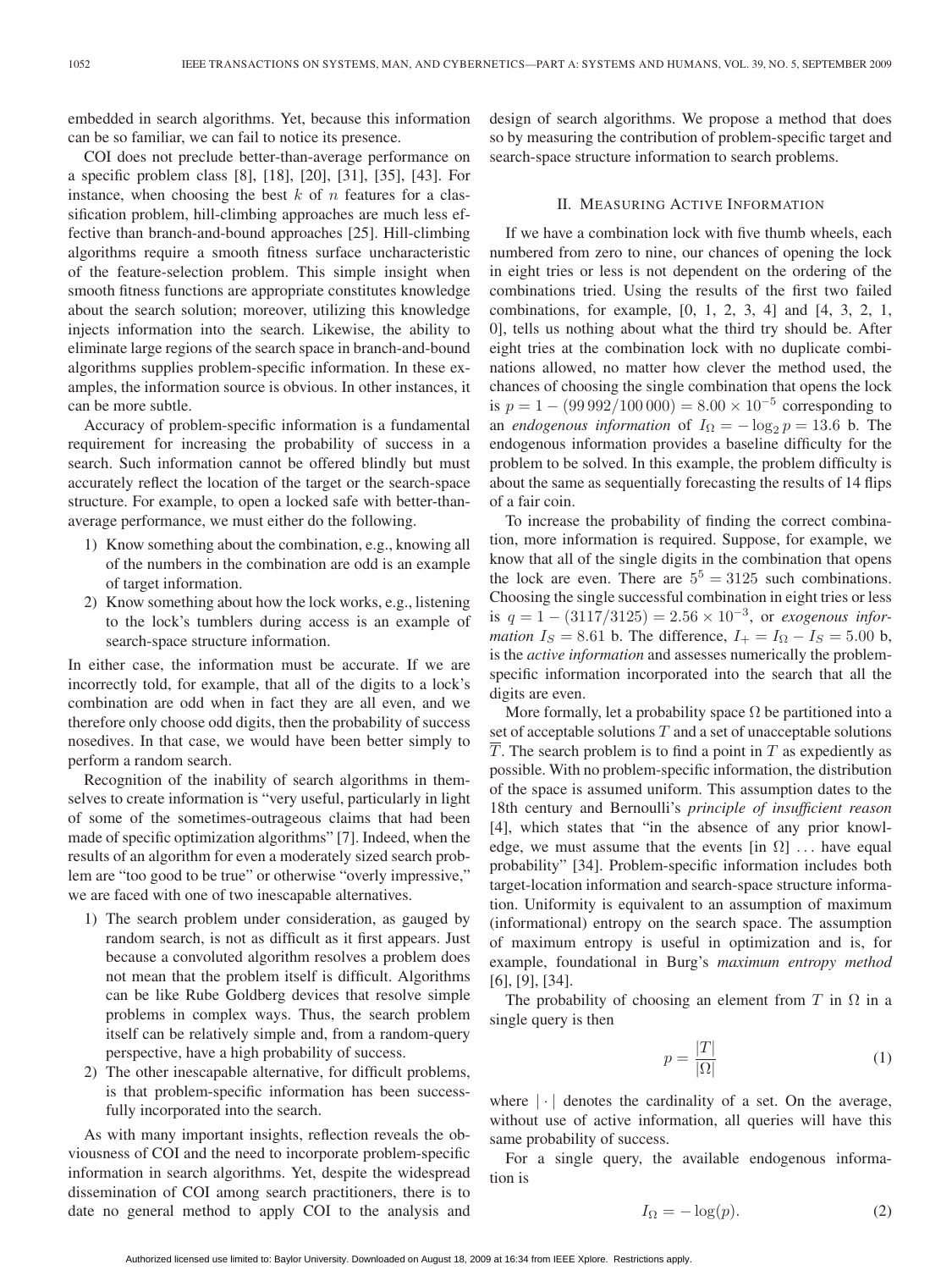embedded in search algorithms. Yet, because this information can be so familiar, we can fail to notice its presence.

COI does not preclude better-than-average performance on a specific problem class [8], [18], [20], [31], [35], [43]. For instance, when choosing the best $k$ of $n$ features for a classification problem, hill-climbing approaches are much less effective than branch-and-bound approaches [25]. Hill-climbing algorithms require a smooth fitness surface uncharacteristic of the feature-selection problem. This simple insight when smooth fitness functions are appropriate constitutes knowledge about the search solution; moreover, utilizing this knowledge injects information into the search. Likewise, the ability to eliminate large regions of the search space in branch-and-bound algorithms supplies problem-specific information. In these examples, the information source is obvious. In other instances, it can be more subtle.

Accuracy of problem-specific information is a fundamental requirement for increasing the probability of success in a search. Such information cannot be offered blindly but must accurately reflect the location of the target or the search-space structure. For example, to open a locked safe with better-than-average performance, we must either do the following.

1) Know something about the combination, e.g., knowing all of the numbers in the combination are odd is an example of target information.
2) Know something about how the lock works, e.g., listening to the lock's tumblers during access is an example of search-space structure information.

In either case, the information must be accurate. If we are incorrectly told, for example, that all of the digits to a lock's combination are odd when in fact they are all even, and we therefore only choose odd digits, then the probability of success nosedives. In that case, we would have been better simply to perform a random search.

Recognition of the inability of search algorithms in themselves to create information is "very useful, particularly in light of some of the sometimes-outrageous claims that had been made of specific optimization algorithms" [7]. Indeed, when the results of an algorithm for even a moderately sized search problem are "too good to be true" or otherwise "overly impressive," we are faced with one of two inescapable alternatives.

1) The search problem under consideration, as gauged by random search, is not as difficult as it first appears. Just because a convoluted algorithm resolves a problem does not mean that the problem itself is difficult. Algorithms can be like Rube Goldberg devices that resolve simple problems in complex ways. Thus, the search problem itself can be relatively simple and, from a random-query perspective, have a high probability of success.
2) The other inescapable alternative, for difficult problems, is that problem-specific information has been successfully incorporated into the search.

As with many important insights, reflection reveals the obviousness of COI and the need to incorporate problem-specific information in search algorithms. Yet, despite the widespread dissemination of COI among search practitioners, there is to date no general method to apply COI to the analysis and design of search algorithms. We propose a method that does so by measuring the contribution of problem-specific target and search-space structure information to search problems.

## II. Measuring Active Information

If we have a combination lock with five thumb wheels, each numbered from zero to nine, our chances of opening the lock in eight tries or less is not dependent on the ordering of the combinations tried. Using the results of the first two failed combinations, for example, [0, 1, 2, 3, 4] and [4, 3, 2, 1, 0], tells us nothing about what the third try should be. After eight tries at the combination lock with no duplicate combinations allowed, no matter how clever the method used, the chances of choosing the single combination that opens the lock is $p = 1 - (99\,992/100\,000) = 8.00 \times 10^{-5}$ corresponding to an *endogenous information* of $I_\Omega = -\log_2 p = 13.6$ b. The endogenous information provides a baseline difficulty for the problem to be solved. In this example, the problem difficulty is about the same as sequentially forecasting the results of 14 flips of a fair coin.

To increase the probability of finding the correct combination, more information is required. Suppose, for example, we know that all of the single digits in the combination that opens the lock are even. There are $5^5 = 3125$ such combinations. Choosing the single successful combination in eight tries or less is $q = 1 - (3117/3125) = 2.56 \times 10^{-3}$, or *exogenous information* $I_S = 8.61$ b. The difference, $I_+ = I_\Omega - I_S = 5.00$ b, is the *active information* and assesses numerically the problem-specific information incorporated into the search that all the digits are even.

More formally, let a probability space $\Omega$ be partitioned into a set of acceptable solutions $T$ and a set of unacceptable solutions $\overline{T}$. The search problem is to find a point in $T$ as expediently as possible. With no problem-specific information, the distribution of the space is assumed uniform. This assumption dates to the 18th century and Bernoulli's *principle of insufficient reason* [4], which states that "in the absence of any prior knowledge, we must assume that the events [in $\Omega$] ... have equal probability" [34]. Problem-specific information includes both target-location information and search-space structure information. Uniformity is equivalent to an assumption of maximum (informational) entropy on the search space. The assumption of maximum entropy is useful in optimization and is, for example, foundational in Burg's *maximum entropy method* [6], [9], [34].

The probability of choosing an element from $T$ in $\Omega$ in a single query is then

$$p = \frac{|T|}{|\Omega|} \tag{1}$$

where $|\cdot|$ denotes the cardinality of a set. On the average, without use of active information, all queries will have this same probability of success.

For a single query, the available endogenous information is

$$I_\Omega = -\log(p). \tag{2}$$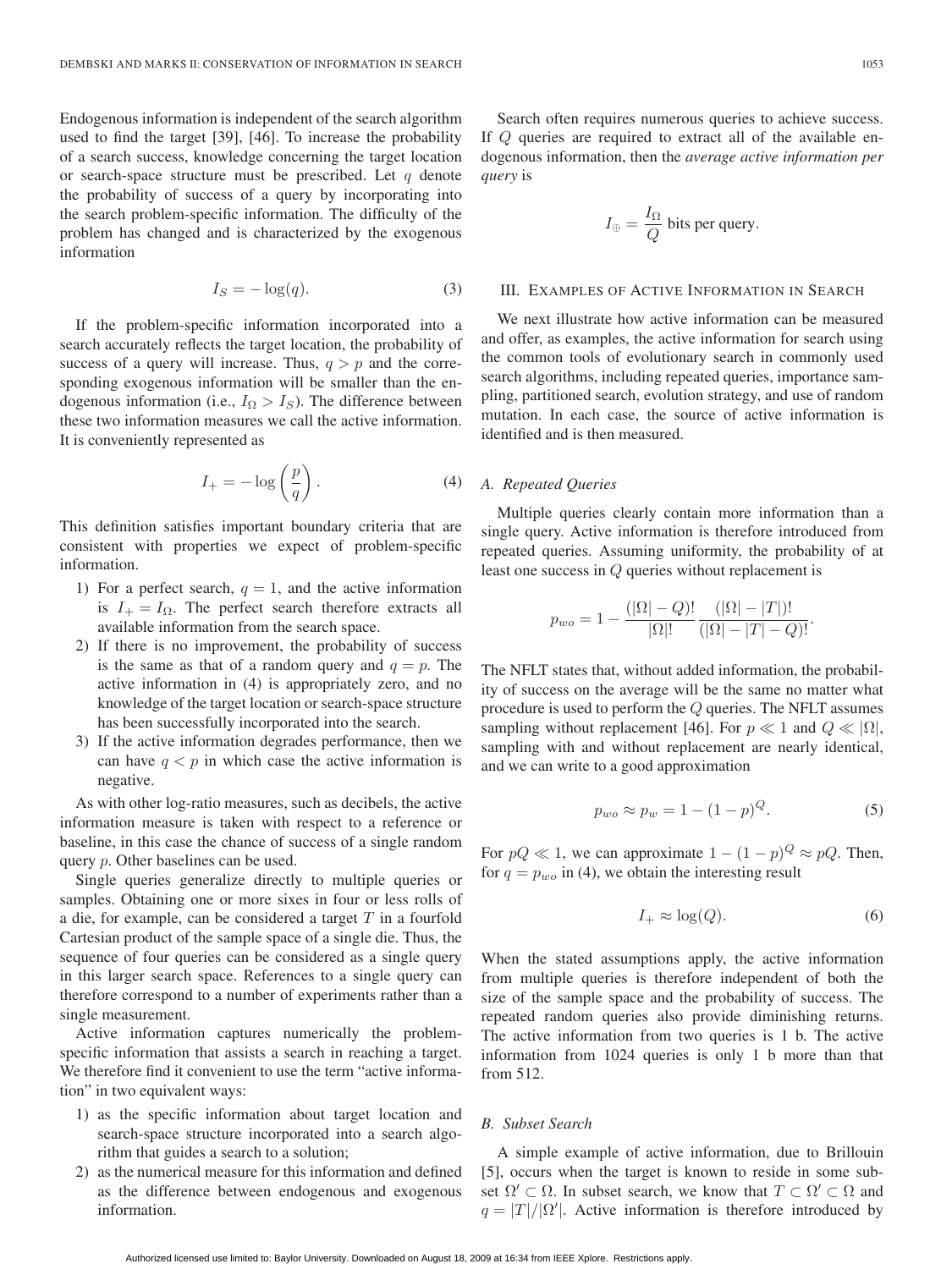Endogenous information is independent of the search algorithm used to find the target [39], [46]. To increase the probability of a search success, knowledge concerning the target location or search-space structure must be prescribed. Let $q$ denote the probability of success of a query by incorporating into the search problem-specific information. The difficulty of the problem has changed and is characterized by the exogenous information

$$I_S = -\log(q). \tag{3}$$

If the problem-specific information incorporated into a search accurately reflects the target location, the probability of success of a query will increase. Thus, $q > p$ and the corresponding exogenous information will be smaller than the endogenous information (i.e., $I_\Omega > I_S$). The difference between these two information measures we call the active information. It is conveniently represented as

$$I_+ = -\log\left(\frac{p}{q}\right). \tag{4}$$

This definition satisfies important boundary criteria that are consistent with properties we expect of problem-specific information.

1) For a perfect search, $q = 1$, and the active information is $I_+ = I_\Omega$. The perfect search therefore extracts all available information from the search space.
2) If there is no improvement, the probability of success is the same as that of a random query and $q = p$. The active information in (4) is appropriately zero, and no knowledge of the target location or search-space structure has been successfully incorporated into the search.
3) If the active information degrades performance, then we can have $q < p$ in which case the active information is negative.

As with other log-ratio measures, such as decibels, the active information measure is taken with respect to a reference or baseline, in this case the chance of success of a single random query $p$. Other baselines can be used.

Single queries generalize directly to multiple queries or samples. Obtaining one or more sixes in four or less rolls of a die, for example, can be considered a target $T$ in a fourfold Cartesian product of the sample space of a single die. Thus, the sequence of four queries can be considered as a single query in this larger search space. References to a single query can therefore correspond to a number of experiments rather than a single measurement.

Active information captures numerically the problem-specific information that assists a search in reaching a target. We therefore find it convenient to use the term "active information" in two equivalent ways:

1) as the specific information about target location and search-space structure incorporated into a search algorithm that guides a search to a solution;
2) as the numerical measure for this information and defined as the difference between endogenous and exogenous information.

Search often requires numerous queries to achieve success. If $Q$ queries are required to extract all of the available endogenous information, then the *average active information per query* is

$$I_\oplus = \frac{I_\Omega}{Q} \text{ bits per query.}$$

## III. Examples of Active Information in Search

We next illustrate how active information can be measured and offer, as examples, the active information for search using the common tools of evolutionary search in commonly used search algorithms, including repeated queries, importance sampling, partitioned search, evolution strategy, and use of random mutation. In each case, the source of active information is identified and is then measured.

### A. Repeated Queries

Multiple queries clearly contain more information than a single query. Active information is therefore introduced from repeated queries. Assuming uniformity, the probability of at least one success in $Q$ queries without replacement is

$$p_{wo} = 1 - \frac{(|\Omega| - Q)!}{|\Omega|!} \frac{(|\Omega| - |T|)!}{(|\Omega| - |T| - Q)!}.$$

The NFLT states that, without added information, the probability of success on the average will be the same no matter what procedure is used to perform the $Q$ queries. The NFLT assumes sampling without replacement [46]. For $p \ll 1$ and $Q \ll |\Omega|$, sampling with and without replacement are nearly identical, and we can write to a good approximation

$$p_{wo} \approx p_w = 1 - (1 - p)^Q. \tag{5}$$

For $pQ \ll 1$, we can approximate $1 - (1 - p)^Q \approx pQ$. Then, for $q = p_{wo}$ in (4), we obtain the interesting result

$$I_+ \approx \log(Q). \tag{6}$$

When the stated assumptions apply, the active information from multiple queries is therefore independent of both the size of the sample space and the probability of success. The repeated random queries also provide diminishing returns. The active information from two queries is 1 b. The active information from 1024 queries is only 1 b more than that from 512.

### B. Subset Search

A simple example of active information, due to Brillouin [5], occurs when the target is known to reside in some subset $\Omega' \subset \Omega$. In subset search, we know that $T \subset \Omega' \subset \Omega$ and $q = |T|/|\Omega'|$. Active information is therefore introduced by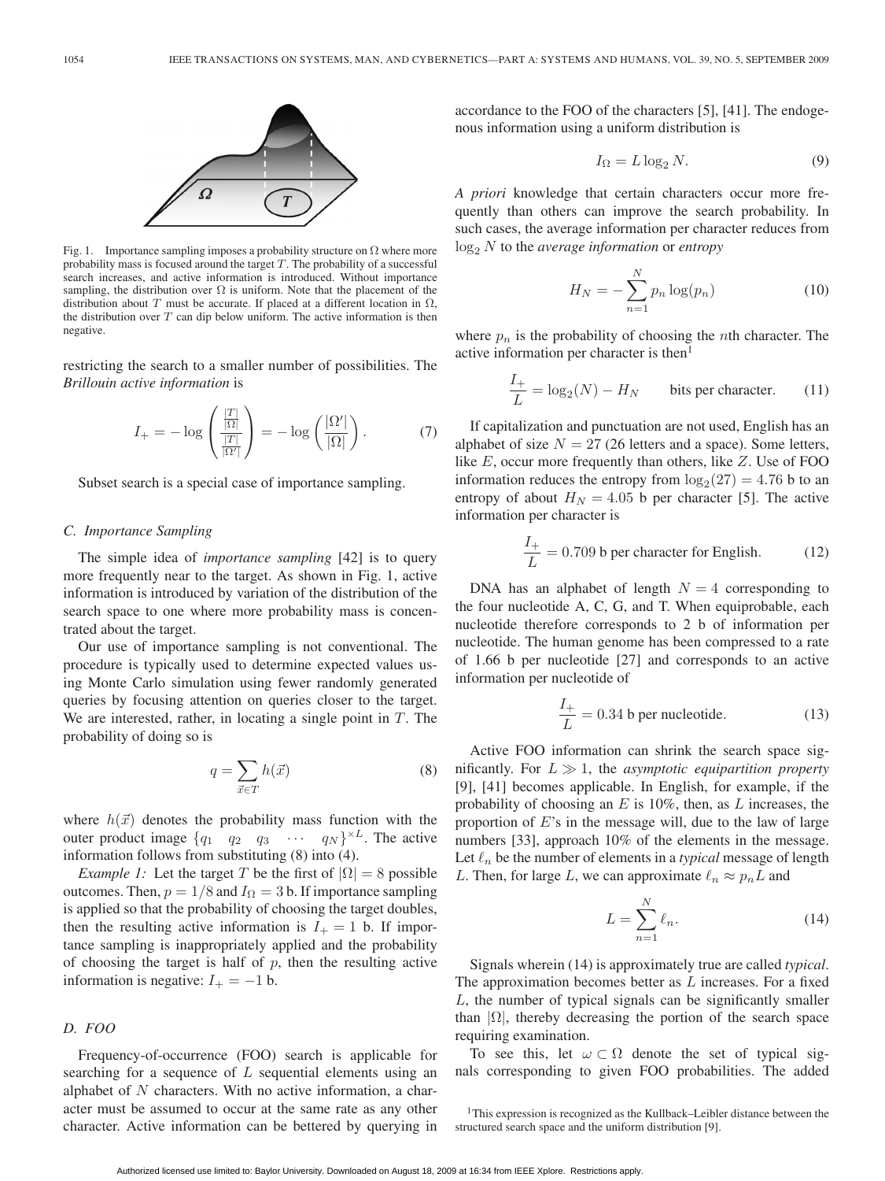Fig. 1. Importance sampling imposes a probability structure on $\Omega$ where more probability mass is focused around the target $T$. The probability of a successful search increases, and active information is introduced. Without importance sampling, the distribution over $\Omega$ is uniform. Note that the placement of the distribution about $T$ must be accurate. If placed at a different location in $\Omega$, the distribution over $T$ can dip below uniform. The active information is then negative.

restricting the search to a smaller number of possibilities. The *Brillouin active information* is

$$I_+ = -\log\left(\frac{\frac{|T|}{|\Omega|}}{\frac{|T|}{|\Omega'|}}\right) = -\log\left(\frac{|\Omega'|}{|\Omega|}\right). \tag{7}$$

Subset search is a special case of importance sampling.

### C. Importance Sampling

The simple idea of *importance sampling* [42] is to query more frequently near to the target. As shown in Fig. 1, active information is introduced by variation of the distribution of the search space to one where more probability mass is concentrated about the target.

Our use of importance sampling is not conventional. The procedure is typically used to determine expected values using Monte Carlo simulation using fewer randomly generated queries by focusing attention on queries closer to the target. We are interested, rather, in locating a single point in $T$. The probability of doing so is

$$q = \sum_{\vec{x}\in T} h(\vec{x}) \tag{8}$$

where $h(\vec{x})$ denotes the probability mass function with the outer product image $\{q_1 \quad q_2 \quad q_3 \quad \cdots \quad q_N\}^{\times L}$. The active information follows from substituting (8) into (4).

*Example 1:* Let the target $T$ be the first of $|\Omega| = 8$ possible outcomes. Then, $p = 1/8$ and $I_\Omega = 3$ b. If importance sampling is applied so that the probability of choosing the target doubles, then the resulting active information is $I_+ = 1$ b. If importance sampling is inappropriately applied and the probability of choosing the target is half of $p$, then the resulting active information is negative: $I_+ = -1$ b.

### D. FOO

Frequency-of-occurrence (FOO) search is applicable for searching for a sequence of $L$ sequential elements using an alphabet of $N$ characters. With no active information, a character must be assumed to occur at the same rate as any other character. Active information can be bettered by querying in accordance to the FOO of the characters [5], [41]. The endogenous information using a uniform distribution is

$$I_\Omega = L\log_2 N. \tag{9}$$

*A priori* knowledge that certain characters occur more frequently than others can improve the search probability. In such cases, the average information per character reduces from $\log_2 N$ to the *average information* or *entropy*

$$H_N = -\sum_{n=1}^{N} p_n \log(p_n) \tag{10}$$

where $p_n$ is the probability of choosing the $n$th character. The active information per character is then[1]

$$\frac{I_+}{L} = \log_2(N) - H_N \qquad \text{bits per character.} \tag{11}$$

If capitalization and punctuation are not used, English has an alphabet of size $N = 27$ (26 letters and a space). Some letters, like $E$, occur more frequently than others, like $Z$. Use of FOO information reduces the entropy from $\log_2(27) = 4.76$ b to an entropy of about $H_N = 4.05$ b per character [5]. The active information per character is

$$\frac{I_+}{L} = 0.709 \text{ b per character for English.} \tag{12}$$

DNA has an alphabet of length $N = 4$ corresponding to the four nucleotide A, C, G, and T. When equiprobable, each nucleotide therefore corresponds to 2 b of information per nucleotide. The human genome has been compressed to a rate of 1.66 b per nucleotide [27] and corresponds to an active information per nucleotide of

$$\frac{I_+}{L} = 0.34 \text{ b per nucleotide.} \tag{13}$$

Active FOO information can shrink the search space significantly. For $L \gg 1$, the *asymptotic equipartition property* [9], [41] becomes applicable. In English, for example, if the probability of choosing an $E$ is 10%, then, as $L$ increases, the proportion of $E$'s in the message will, due to the law of large numbers [33], approach 10% of the elements in the message. Let $\ell_n$ be the number of elements in a *typical* message of length $L$. Then, for large $L$, we can approximate $\ell_n \approx p_n L$ and

$$L = \sum_{n=1}^{N} \ell_n. \tag{14}$$

Signals wherein (14) is approximately true are called *typical*. The approximation becomes better as $L$ increases. For a fixed $L$, the number of typical signals can be significantly smaller than $|\Omega|$, thereby decreasing the portion of the search space requiring examination.

To see this, let $\omega \subset \Omega$ denote the set of typical signals corresponding to given FOO probabilities. The added

[1] This expression is recognized as the Kullback–Leibler distance between the structured search space and the uniform distribution [9].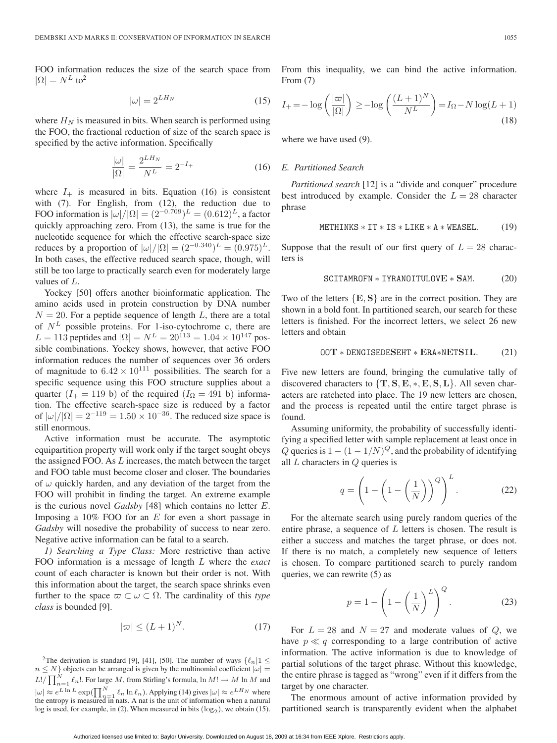FOO information reduces the size of the search space from $|\Omega| = N^L$ to[2]

$$|\omega| = 2^{LH_N} \tag{15}$$

where $H_N$ is measured in bits. When search is performed using the FOO, the fractional reduction of size of the search space is specified by the active information. Specifically

$$\frac{|\omega|}{|\Omega|} = \frac{2^{LH_N}}{N^L} = 2^{-I_+} \tag{16}$$

where $I_+$ is measured in bits. Equation (16) is consistent with (7). For English, from (12), the reduction due to FOO information is $|\omega|/|\Omega| = (2^{-0.709})^L = (0.612)^L$, a factor quickly approaching zero. From (13), the same is true for the nucleotide sequence for which the effective search-space size reduces by a proportion of $|\omega|/|\Omega| = (2^{-0.340})^L = (0.975)^L$. In both cases, the effective reduced search space, though, will still be too large to practically search even for moderately large values of $L$.

Yockey [50] offers another bioinformatic application. The amino acids used in protein construction by DNA number $N = 20$. For a peptide sequence of length $L$, there are a total of $N^L$ possible proteins. For 1-iso-cytochrome c, there are $L = 113$ peptides and $|\Omega| = N^L = 20^{113} = 1.04 \times 10^{147}$ possible combinations. Yockey shows, however, that active FOO information reduces the number of sequences over 36 orders of magnitude to $6.42 \times 10^{111}$ possibilities. The search for a specific sequence using this FOO structure supplies about a quarter ($I_+ = 119$ b) of the required ($I_\Omega = 491$ b) information. The effective search-space size is reduced by a factor of $|\omega|/|\Omega| = 2^{-119} = 1.50 \times 10^{-36}$. The reduced size space is still enormous.

Active information must be accurate. The asymptotic equipartition property will work only if the target sought obeys the assigned FOO. As $L$ increases, the match between the target and FOO table must become closer and closer. The boundaries of $\omega$ quickly harden, and any deviation of the target from the FOO will prohibit in finding the target. An extreme example is the curious novel *Gadsby* [48] which contains no letter $E$. Imposing a 10% FOO for an $E$ for even a short passage in *Gadsby* will nosedive the probability of success to near zero. Negative active information can be fatal to a search.

*1) Searching a Type Class:* More restrictive than active FOO information is a message of length $L$ where the *exact* count of each character is known but their order is not. With this information about the target, the search space shrinks even further to the space $\varpi \subset \omega \subset \Omega$. The cardinality of this *type class* is bounded [9].

$$|\varpi| \leq (L+1)^N. \tag{17}$$

From this inequality, we can bind the active information. From (7)

$$I_+ = -\log\left(\frac{|\varpi|}{|\Omega|}\right) \geq -\log\left(\frac{(L+1)^N}{N^L}\right) = I_\Omega - N\log(L+1) \tag{18}$$

where we have used (9).

### E. Partitioned Search

*Partitioned search* [12] is a "divide and conquer" procedure best introduced by example. Consider the $L = 28$ character phrase

$$\texttt{METHINKS} * \texttt{IT} * \texttt{IS} * \texttt{LIKE} * \texttt{A} * \texttt{WEASEL}. \tag{19}$$

Suppose that the result of our first query of $L = 28$ characters is

$$\texttt{SCITAMROFN} * \texttt{IYRANOITULOV}\mathbf{E} * \mathbf{S}\texttt{AM}. \tag{20}$$

Two of the letters $\{\mathbf{E}, \mathbf{S}\}$ are in the correct position. They are shown in a bold font. In partitioned search, our search for these letters is finished. For the incorrect letters, we select 26 new letters and obtain

$$\texttt{OO}\mathbf{T} * \texttt{DENGISEDE}\mathbf{S}\texttt{EHT} * \mathbf{E}\texttt{RA}{*}\texttt{N}\mathbf{E}\texttt{T}\mathbf{S}\texttt{I}\mathbf{L}. \tag{21}$$

Five new letters are found, bringing the cumulative tally of discovered characters to $\{\mathbf{T}, \mathbf{S}, \mathbf{E}, *, \mathbf{E}, \mathbf{S}, \mathbf{L}\}$. All seven characters are ratcheted into place. The 19 new letters are chosen, and the process is repeated until the entire target phrase is found.

Assuming uniformity, the probability of successfully identifying a specified letter with sample replacement at least once in $Q$ queries is $1 - (1 - 1/N)^Q$, and the probability of identifying all $L$ characters in $Q$ queries is

$$q = \left(1 - \left(1 - \left(\frac{1}{N}\right)\right)^Q\right)^L. \tag{22}$$

For the alternate search using purely random queries of the entire phrase, a sequence of $L$ letters is chosen. The result is either a success and matches the target phrase, or does not. If there is no match, a completely new sequence of letters is chosen. To compare partitioned search to purely random queries, we can rewrite (5) as

$$p = 1 - \left(1 - \left(\frac{1}{N}\right)^L\right)^Q. \tag{23}$$

For $L = 28$ and $N = 27$ and moderate values of $Q$, we have $p \ll q$ corresponding to a large contribution of active information. The active information is due to knowledge of partial solutions of the target phrase. Without this knowledge, the entire phrase is tagged as "wrong" even if it differs from the target by one character.

The enormous amount of active information provided by partitioned search is transparently evident when the alphabet

---

[2]The derivation is standard [9], [41], [50]. The number of ways $\{\ell_n | 1 \leq n \leq N\}$ objects can be arranged is given by the multinomial coefficient $|\omega| = L!/\prod_{n=1}^{N} \ell_n!$. For large $M$, from Stirling's formula, $\ln M! \to M \ln M$ and $|\omega| \approx e^{L \ln L} \exp(\prod_{n=1}^{N} \ell_n \ln \ell_n)$. Applying (14) gives $|\omega| \approx e^{LH_N}$ where the entropy is measured in nats. A nat is the unit of information when a natural log is used, for example, in (2). When measured in bits ($\log_2$), we obtain (15).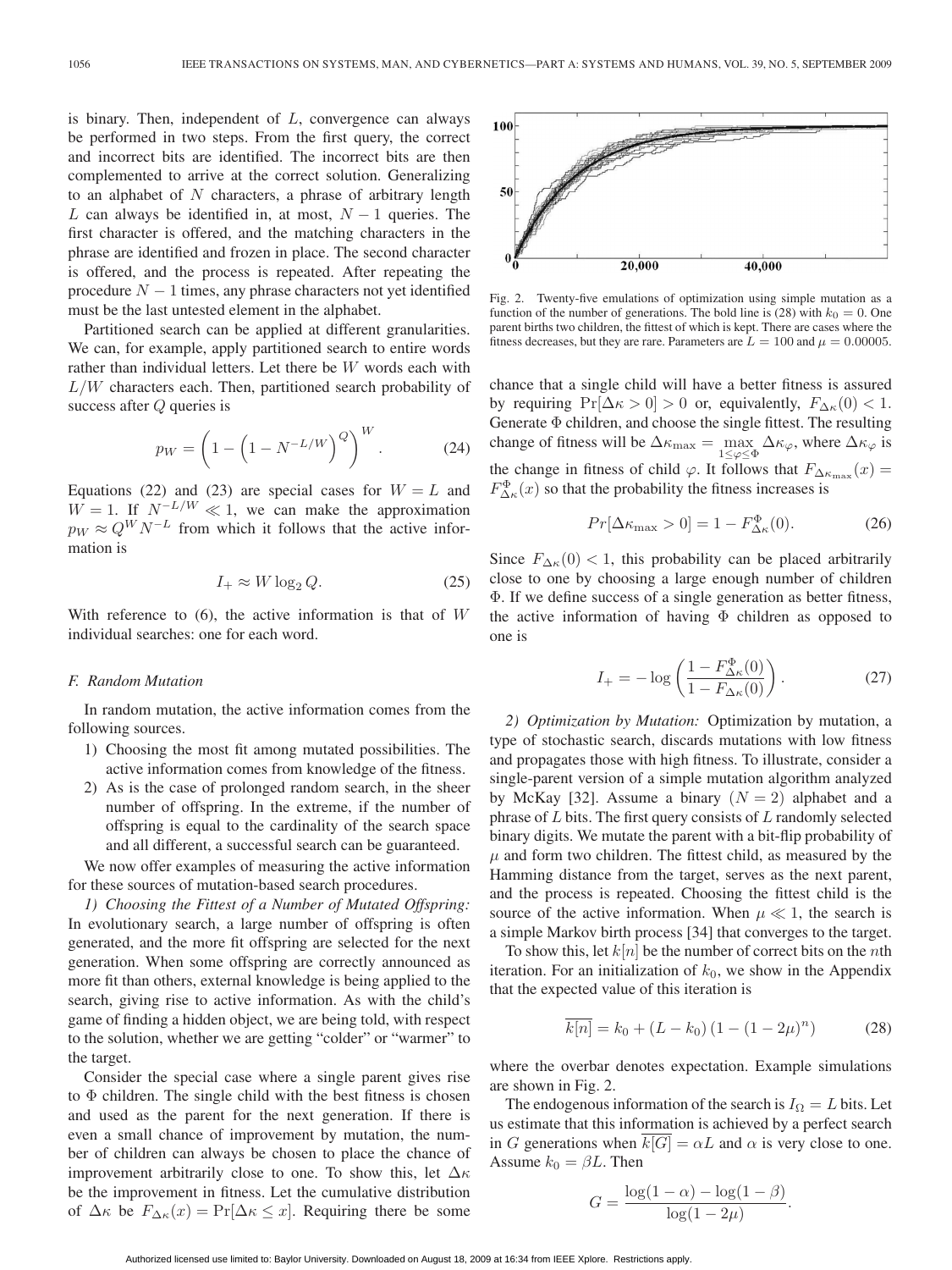is binary. Then, independent of $L$, convergence can always be performed in two steps. From the first query, the correct and incorrect bits are identified. The incorrect bits are then complemented to arrive at the correct solution. Generalizing to an alphabet of $N$ characters, a phrase of arbitrary length $L$ can always be identified in, at most, $N - 1$ queries. The first character is offered, and the matching characters in the phrase are identified and frozen in place. The second character is offered, and the process is repeated. After repeating the procedure $N - 1$ times, any phrase characters not yet identified must be the last untested element in the alphabet.

Partitioned search can be applied at different granularities. We can, for example, apply partitioned search to entire words rather than individual letters. Let there be $W$ words each with $L/W$ characters each. Then, partitioned search probability of success after $Q$ queries is

$$p_W = \left(1 - \left(1 - N^{-L/W}\right)^Q\right)^W. \tag{24}$$

Equations (22) and (23) are special cases for $W = L$ and $W = 1$. If $N^{-L/W} \ll 1$, we can make the approximation $p_W \approx Q^W N^{-L}$ from which it follows that the active information is

$$I_+ \approx W \log_2 Q. \tag{25}$$

With reference to (6), the active information is that of $W$ individual searches: one for each word.

### F. Random Mutation

In random mutation, the active information comes from the following sources.

1) Choosing the most fit among mutated possibilities. The active information comes from knowledge of the fitness.
2) As is the case of prolonged random search, in the sheer number of offspring. In the extreme, if the number of offspring is equal to the cardinality of the search space and all different, a successful search can be guaranteed.

We now offer examples of measuring the active information for these sources of mutation-based search procedures.

*1) Choosing the Fittest of a Number of Mutated Offspring:* In evolutionary search, a large number of offspring is often generated, and the more fit offspring are selected for the next generation. When some offspring are correctly announced as more fit than others, external knowledge is being applied to the search, giving rise to active information. As with the child's game of finding a hidden object, we are being told, with respect to the solution, whether we are getting "colder" or "warmer" to the target.

Consider the special case where a single parent gives rise to $\Phi$ children. The single child with the best fitness is chosen and used as the parent for the next generation. If there is even a small chance of improvement by mutation, the number of children can always be chosen to place the chance of improvement arbitrarily close to one. To show this, let $\Delta\kappa$ be the improvement in fitness. Let the cumulative distribution of $\Delta\kappa$ be $F_{\Delta\kappa}(x) = \Pr[\Delta\kappa \leq x]$. Requiring there be some chance that a single child will have a better fitness is assured by requiring $\Pr[\Delta\kappa > 0] > 0$ or, equivalently, $F_{\Delta\kappa}(0) < 1$. Generate $\Phi$ children, and choose the single fittest. The resulting change of fitness will be $\Delta\kappa_{\max} = \max_{1 \leq \varphi \leq \Phi} \Delta\kappa_\varphi$, where $\Delta\kappa_\varphi$ is the change in fitness of child $\varphi$. It follows that $F_{\Delta\kappa_{\max}}(x) = F_{\Delta\kappa}^{\Phi}(x)$ so that the probability the fitness increases is

$$Pr[\Delta\kappa_{\max} > 0] = 1 - F_{\Delta\kappa}^{\Phi}(0). \tag{26}$$

Since $F_{\Delta\kappa}(0) < 1$, this probability can be placed arbitrarily close to one by choosing a large enough number of children $\Phi$. If we define success of a single generation as better fitness, the active information of having $\Phi$ children as opposed to one is

$$I_+ = -\log\left(\frac{1 - F_{\Delta\kappa}^{\Phi}(0)}{1 - F_{\Delta\kappa}(0)}\right). \tag{27}$$

*2) Optimization by Mutation:* Optimization by mutation, a type of stochastic search, discards mutations with low fitness and propagates those with high fitness. To illustrate, consider a single-parent version of a simple mutation algorithm analyzed by McKay [32]. Assume a binary ($N = 2$) alphabet and a phrase of $L$ bits. The first query consists of $L$ randomly selected binary digits. We mutate the parent with a bit-flip probability of $\mu$ and form two children. The fittest child, as measured by the Hamming distance from the target, serves as the next parent, and the process is repeated. Choosing the fittest child is the source of the active information. When $\mu \ll 1$, the search is a simple Markov birth process [34] that converges to the target.

To show this, let $k[n]$ be the number of correct bits on the $n$th iteration. For an initialization of $k_0$, we show in the Appendix that the expected value of this iteration is

$$\overline{k[n]} = k_0 + (L - k_0)\left(1 - (1 - 2\mu)^n\right) \tag{28}$$

where the overbar denotes expectation. Example simulations are shown in Fig. 2.

Fig. 2. Twenty-five emulations of optimization using simple mutation as a function of the number of generations. The bold line is (28) with $k_0 = 0$. One parent births two children, the fittest of which is kept. There are cases where the fitness decreases, but they are rare. Parameters are $L = 100$ and $\mu = 0.00005$.

The endogenous information of the search is $I_\Omega = L$ bits. Let us estimate that this information is achieved by a perfect search in $G$ generations when $\overline{k[G]} = \alpha L$ and $\alpha$ is very close to one. Assume $k_0 = \beta L$. Then

$$G = \frac{\log(1 - \alpha) - \log(1 - \beta)}{\log(1 - 2\mu)}.$$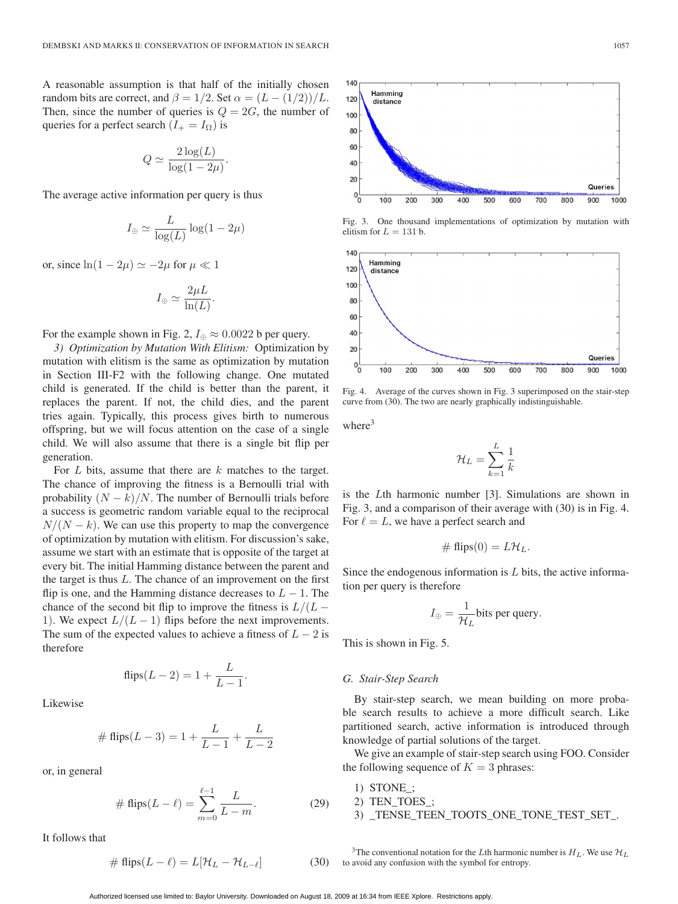A reasonable assumption is that half of the initially chosen random bits are correct, and $\beta = 1/2$. Set $\alpha = (L - (1/2))/L$. Then, since the number of queries is $Q = 2G$, the number of queries for a perfect search ($I_+ = I_\Omega$) is

$$Q \simeq \frac{2\log(L)}{\log(1-2\mu)}.$$

The average active information per query is thus

$$I_\oplus \simeq \frac{L}{\log(L)}\log(1-2\mu)$$

or, since $\ln(1-2\mu) \simeq -2\mu$ for $\mu \ll 1$

$$I_\oplus \simeq \frac{2\mu L}{\ln(L)}.$$

For the example shown in Fig. 2, $I_\oplus \approx 0.0022$ b per query.

*3) Optimization by Mutation With Elitism:* Optimization by mutation with elitism is the same as optimization by mutation in Section III-F2 with the following change. One mutated child is generated. If the child is better than the parent, it replaces the parent. If not, the child dies, and the parent tries again. Typically, this process gives birth to numerous offspring, but we will focus attention on the case of a single child. We will also assume that there is a single bit flip per generation.

For $L$ bits, assume that there are $k$ matches to the target. The chance of improving the fitness is a Bernoulli trial with probability $(N-k)/N$. The number of Bernoulli trials before a success is geometric random variable equal to the reciprocal $N/(N-k)$. We can use this property to map the convergence of optimization by mutation with elitism. For discussion's sake, assume we start with an estimate that is opposite of the target at every bit. The initial Hamming distance between the parent and the target is thus $L$. The chance of an improvement on the first flip is one, and the Hamming distance decreases to $L-1$. The chance of the second bit flip to improve the fitness is $L/(L-1)$. We expect $L/(L-1)$ flips before the next improvements. The sum of the expected values to achieve a fitness of $L-2$ is therefore

$$\text{flips}(L-2) = 1 + \frac{L}{L-1}.$$

Likewise

$$\#\,\text{flips}(L-3) = 1 + \frac{L}{L-1} + \frac{L}{L-2}$$

or, in general

$$\#\,\text{flips}(L-\ell) = \sum_{m=0}^{\ell-1}\frac{L}{L-m}. \tag{29}$$

It follows that

$$\#\,\text{flips}(L-\ell) = L[\mathcal{H}_L - \mathcal{H}_{L-\ell}] \tag{30}$$

Fig. 3. One thousand implementations of optimization by mutation with elitism for $L = 131$ b.

Fig. 4. Average of the curves shown in Fig. 3 superimposed on the stair-step curve from (30). The two are nearly graphically indistinguishable.

where[3]

$$\mathcal{H}_L = \sum_{k=1}^{L}\frac{1}{k}$$

is the $L$th harmonic number [3]. Simulations are shown in Fig. 3, and a comparison of their average with (30) is in Fig. 4. For $\ell = L$, we have a perfect search and

$$\#\,\text{flips}(0) = L\mathcal{H}_L.$$

Since the endogenous information is $L$ bits, the active information per query is therefore

$$I_\oplus = \frac{1}{\mathcal{H}_L}\text{bits per query.}$$

This is shown in Fig. 5.

### G. Stair-Step Search

By stair-step search, we mean building on more probable search results to achieve a more difficult search. Like partitioned search, active information is introduced through knowledge of partial solutions of the target.

We give an example of stair-step search using FOO. Consider the following sequence of $K = 3$ phrases:

1) STONE_;
2) TEN_TOES_;
3) _TENSE_TEEN_TOOTS_ONE_TONE_TEST_SET_.

[3] The conventional notation for the $L$th harmonic number is $H_L$. We use $\mathcal{H}_L$ to avoid any confusion with the symbol for entropy.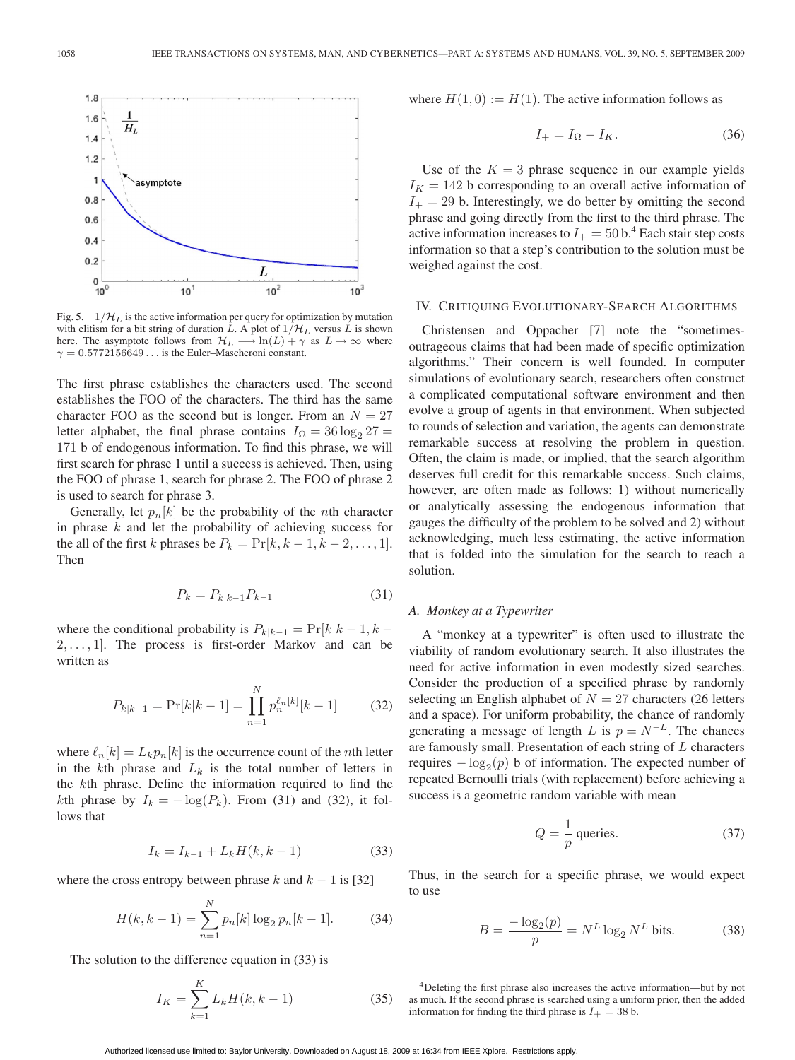Fig. 5. $1/\mathcal{H}_L$ is the active information per query for optimization by mutation with elitism for a bit string of duration $L$. A plot of $1/\mathcal{H}_L$ versus $L$ is shown here. The asymptote follows from $\mathcal{H}_L \longrightarrow \ln(L) + \gamma$ as $L \to \infty$ where $\gamma = 0.5772156649\ldots$ is the Euler–Mascheroni constant.

The first phrase establishes the characters used. The second establishes the FOO of the characters. The third has the same character FOO as the second but is longer. From an $N = 27$ letter alphabet, the final phrase contains $I_\Omega = 36 \log_2 27 = 171$ b of endogenous information. To find this phrase, we will first search for phrase 1 until a success is achieved. Then, using the FOO of phrase 1, search for phrase 2. The FOO of phrase 2 is used to search for phrase 3.

Generally, let $p_n[k]$ be the probability of the $n$th character in phrase $k$ and let the probability of achieving success for the all of the first $k$ phrases be $P_k = \Pr[k, k-1, k-2, \ldots, 1]$. Then

$$P_k = P_{k|k-1} P_{k-1} \tag{31}$$

where the conditional probability is $P_{k|k-1} = \Pr[k|k-1, k-2, \ldots, 1]$. The process is first-order Markov and can be written as

$$P_{k|k-1} = \Pr[k|k-1] = \prod_{n=1}^{N} p_n^{\ell_n[k]}[k-1] \tag{32}$$

where $\ell_n[k] = L_k p_n[k]$ is the occurrence count of the $n$th letter in the $k$th phrase and $L_k$ is the total number of letters in the $k$th phrase. Define the information required to find the $k$th phrase by $I_k = -\log(P_k)$. From (31) and (32), it follows that

$$I_k = I_{k-1} + L_k H(k, k-1) \tag{33}$$

where the cross entropy between phrase $k$ and $k-1$ is [32]

$$H(k, k-1) = \sum_{n=1}^{N} p_n[k] \log_2 p_n[k-1]. \tag{34}$$

The solution to the difference equation in (33) is

$$I_K = \sum_{k=1}^{K} L_k H(k, k-1) \tag{35}$$

where $H(1, 0) := H(1)$. The active information follows as

$$I_+ = I_\Omega - I_K. \tag{36}$$

Use of the $K = 3$ phrase sequence in our example yields $I_K = 142$ b corresponding to an overall active information of $I_+ = 29$ b. Interestingly, we do better by omitting the second phrase and going directly from the first to the third phrase. The active information increases to $I_+ = 50$ b.[4] Each stair step costs information so that a step's contribution to the solution must be weighed against the cost.

## IV. Critiquing Evolutionary-Search Algorithms

Christensen and Oppacher [7] note the "sometimes-outrageous claims that had been made of specific optimization algorithms." Their concern is well founded. In computer simulations of evolutionary search, researchers often construct a complicated computational software environment and then evolve a group of agents in that environment. When subjected to rounds of selection and variation, the agents can demonstrate remarkable success at resolving the problem in question. Often, the claim is made, or implied, that the search algorithm deserves full credit for this remarkable success. Such claims, however, are often made as follows: 1) without numerically or analytically assessing the endogenous information that gauges the difficulty of the problem to be solved and 2) without acknowledging, much less estimating, the active information that is folded into the simulation for the search to reach a solution.

### A. Monkey at a Typewriter

A "monkey at a typewriter" is often used to illustrate the viability of random evolutionary search. It also illustrates the need for active information in even modestly sized searches. Consider the production of a specified phrase by randomly selecting an English alphabet of $N = 27$ characters (26 letters and a space). For uniform probability, the chance of randomly generating a message of length $L$ is $p = N^{-L}$. The chances are famously small. Presentation of each string of $L$ characters requires $-\log_2(p)$ b of information. The expected number of repeated Bernoulli trials (with replacement) before achieving a success is a geometric random variable with mean

$$Q = \frac{1}{p} \text{ queries.} \tag{37}$$

Thus, in the search for a specific phrase, we would expect to use

$$B = \frac{-\log_2(p)}{p} = N^L \log_2 N^L \text{ bits.} \tag{38}$$

[4] Deleting the first phrase also increases the active information—but by not as much. If the second phrase is searched using a uniform prior, then the added information for finding the third phrase is $I_+ = 38$ b.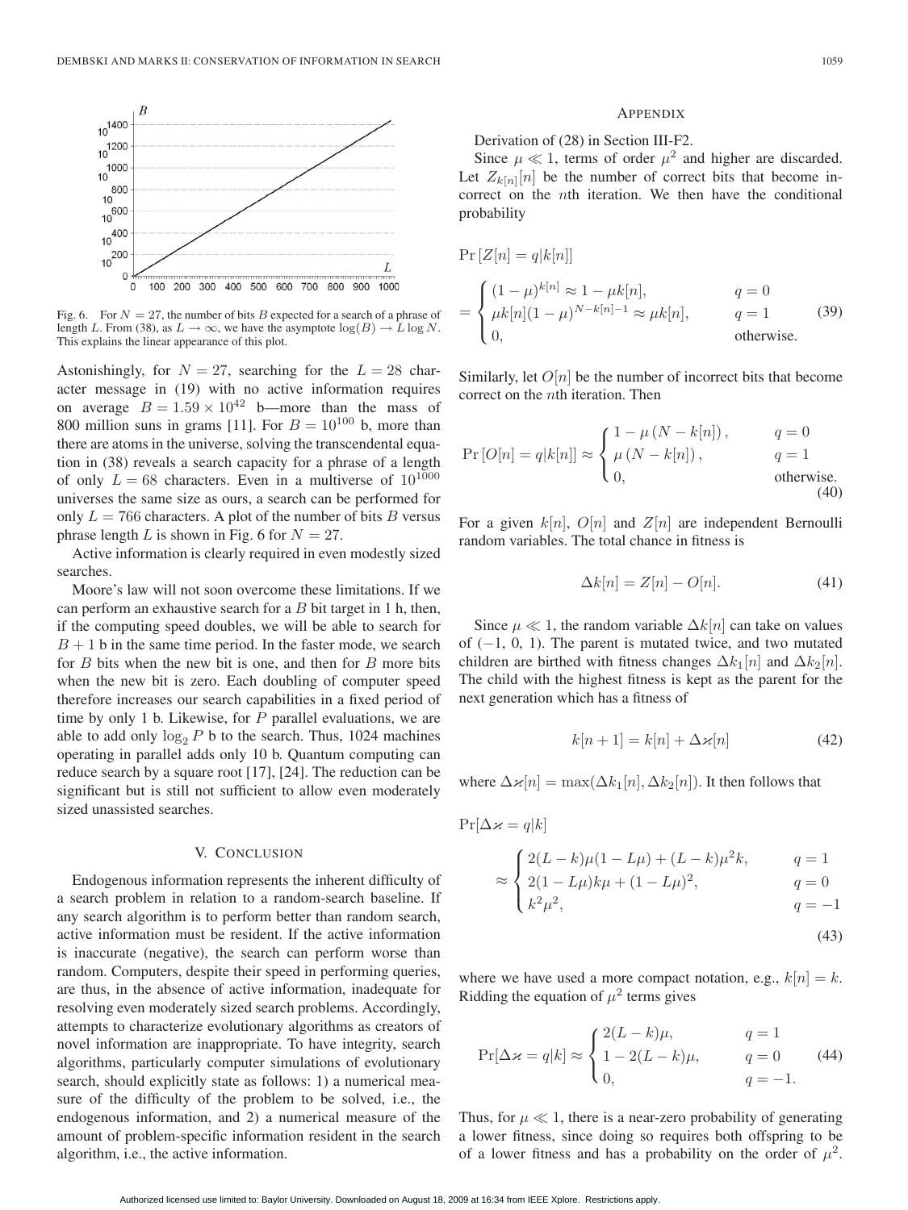Fig. 6. For $N = 27$, the number of bits $B$ expected for a search of a phrase of length $L$. From (38), as $L \to \infty$, we have the asymptote $\log(B) \to L \log N$. This explains the linear appearance of this plot.

Astonishingly, for $N = 27$, searching for the $L = 28$ character message in (19) with no active information requires on average $B = 1.59 \times 10^{42}$ b—more than the mass of 800 million suns in grams [11]. For $B = 10^{100}$ b, more than there are atoms in the universe, solving the transcendental equation in (38) reveals a search capacity for a phrase of a length of only $L = 68$ characters. Even in a multiverse of $10^{1000}$ universes the same size as ours, a search can be performed for only $L = 766$ characters. A plot of the number of bits $B$ versus phrase length $L$ is shown in Fig. 6 for $N = 27$.

Active information is clearly required in even modestly sized searches.

Moore's law will not soon overcome these limitations. If we can perform an exhaustive search for a $B$ bit target in 1 h, then, if the computing speed doubles, we will be able to search for $B + 1$ b in the same time period. In the faster mode, we search for $B$ bits when the new bit is one, and then for $B$ more bits when the new bit is zero. Each doubling of computer speed therefore increases our search capabilities in a fixed period of time by only 1 b. Likewise, for $P$ parallel evaluations, we are able to add only $\log_2 P$ b to the search. Thus, 1024 machines operating in parallel adds only 10 b. Quantum computing can reduce search by a square root [17], [24]. The reduction can be significant but is still not sufficient to allow even moderately sized unassisted searches.

## V. Conclusion

Endogenous information represents the inherent difficulty of a search problem in relation to a random-search baseline. If any search algorithm is to perform better than random search, active information must be resident. If the active information is inaccurate (negative), the search can perform worse than random. Computers, despite their speed in performing queries, are thus, in the absence of active information, inadequate for resolving even moderately sized search problems. Accordingly, attempts to characterize evolutionary algorithms as creators of novel information are inappropriate. To have integrity, search algorithms, particularly computer simulations of evolutionary search, should explicitly state as follows: 1) a numerical measure of the difficulty of the problem to be solved, i.e., the endogenous information, and 2) a numerical measure of the amount of problem-specific information resident in the search algorithm, i.e., the active information.

## Appendix

Derivation of (28) in Section III-F2.

Since $\mu \ll 1$, terms of order $\mu^2$ and higher are discarded. Let $Z_{k[n]}[n]$ be the number of correct bits that become incorrect on the $n$th iteration. We then have the conditional probability

$$\Pr[Z[n] = q|k[n]] = \begin{cases} (1-\mu)^{k[n]} \approx 1 - \mu k[n], & q = 0 \\ \mu k[n](1-\mu)^{N-k[n]-1} \approx \mu k[n], & q = 1 \\ 0, & \text{otherwise.} \end{cases} \tag{39}$$

Similarly, let $O[n]$ be the number of incorrect bits that become correct on the $n$th iteration. Then

$$\Pr[O[n] = q|k[n]] \approx \begin{cases} 1 - \mu(N - k[n]), & q = 0 \\ \mu(N - k[n]), & q = 1 \\ 0, & \text{otherwise.} \end{cases} \tag{40}$$

For a given $k[n]$, $O[n]$ and $Z[n]$ are independent Bernoulli random variables. The total chance in fitness is

$$\Delta k[n] = Z[n] - O[n]. \tag{41}$$

Since $\mu \ll 1$, the random variable $\Delta k[n]$ can take on values of $(-1, 0, 1)$. The parent is mutated twice, and two mutated children are birthed with fitness changes $\Delta k_1[n]$ and $\Delta k_2[n]$. The child with the highest fitness is kept as the parent for the next generation which has a fitness of

$$k[n+1] = k[n] + \Delta\varkappa[n] \tag{42}$$

where $\Delta\varkappa[n] = \max(\Delta k_1[n], \Delta k_2[n])$. It then follows that

$$\Pr[\Delta\varkappa = q|k] \approx \begin{cases} 2(L-k)\mu(1-L\mu) + (L-k)\mu^2 k, & q = 1 \\ 2(1-L\mu)k\mu + (1-L\mu)^2, & q = 0 \\ k^2\mu^2, & q = -1 \end{cases} \tag{43}$$

where we have used a more compact notation, e.g., $k[n] = k$. Ridding the equation of $\mu^2$ terms gives

$$\Pr[\Delta\varkappa = q|k] \approx \begin{cases} 2(L-k)\mu, & q = 1 \\ 1 - 2(L-k)\mu, & q = 0 \\ 0, & q = -1. \end{cases} \tag{44}$$

Thus, for $\mu \ll 1$, there is a near-zero probability of generating a lower fitness, since doing so requires both offspring to be of a lower fitness and has a probability on the order of $\mu^2$.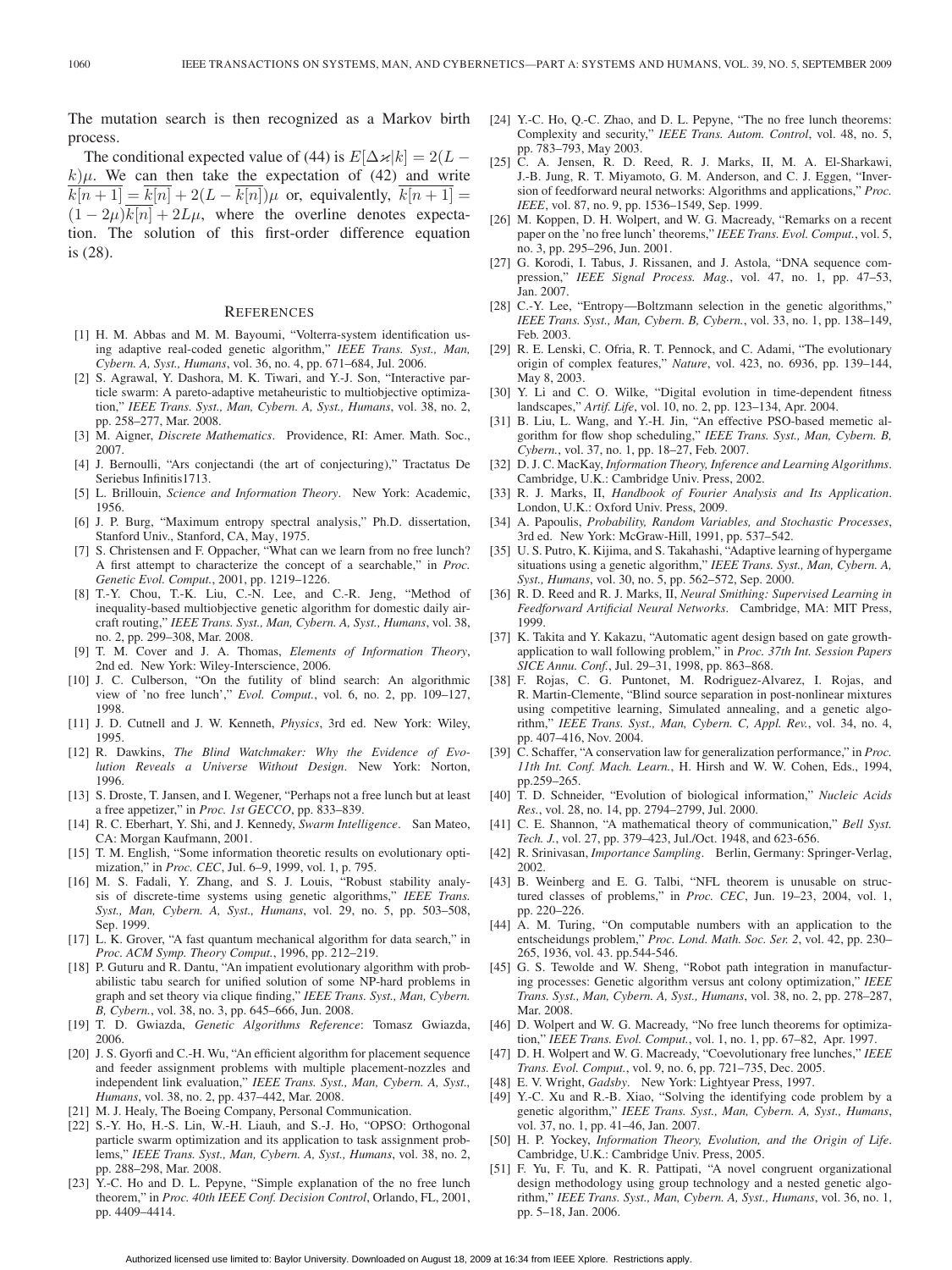The mutation search is then recognized as a Markov birth process.

The conditional expected value of (44) is $E[\Delta\varkappa|k] = 2(L - k)\mu$. We can then take the expectation of (42) and write $\overline{k[n+1]} = \overline{k[n]} + 2(L - \overline{k[n]})\mu$ or, equivalently, $\overline{k[n+1]} = (1-2\mu)\overline{k[n]} + 2L\mu$, where the overline denotes expectation. The solution of this first-order difference equation is (28).

## References

[1] H. M. Abbas and M. M. Bayoumi, "Volterra-system identification using adaptive real-coded genetic algorithm," *IEEE Trans. Syst., Man, Cybern. A, Syst., Humans*, vol. 36, no. 4, pp. 671–684, Jul. 2006.

[2] S. Agrawal, Y. Dashora, M. K. Tiwari, and Y.-J. Son, "Interactive particle swarm: A pareto-adaptive metaheuristic to multiobjective optimization," *IEEE Trans. Syst., Man, Cybern. A, Syst., Humans*, vol. 38, no. 2, pp. 258–277, Mar. 2008.

[3] M. Aigner, *Discrete Mathematics*. Providence, RI: Amer. Math. Soc., 2007.

[4] J. Bernoulli, "Ars conjectandi (the art of conjecturing)," Tractatus De Seriebus Infinitis1713.

[5] L. Brillouin, *Science and Information Theory*. New York: Academic, 1956.

[6] J. P. Burg, "Maximum entropy spectral analysis," Ph.D. dissertation, Stanford Univ., Stanford, CA, May, 1975.

[7] S. Christensen and F. Oppacher, "What can we learn from no free lunch? A first attempt to characterize the concept of a searchable," in *Proc. Genetic Evol. Comput.*, 2001, pp. 1219–1226.

[8] T.-Y. Chou, T.-K. Liu, C.-N. Lee, and C.-R. Jeng, "Method of inequality-based multiobjective genetic algorithm for domestic daily aircraft routing," *IEEE Trans. Syst., Man, Cybern. A, Syst., Humans*, vol. 38, no. 2, pp. 299–308, Mar. 2008.

[9] T. M. Cover and J. A. Thomas, *Elements of Information Theory*, 2nd ed. New York: Wiley-Interscience, 2006.

[10] J. C. Culberson, "On the futility of blind search: An algorithmic view of 'no free lunch'," *Evol. Comput.*, vol. 6, no. 2, pp. 109–127, 1998.

[11] J. D. Cutnell and J. W. Kenneth, *Physics*, 3rd ed. New York: Wiley, 1995.

[12] R. Dawkins, *The Blind Watchmaker: Why the Evidence of Evolution Reveals a Universe Without Design*. New York: Norton, 1996.

[13] S. Droste, T. Jansen, and I. Wegener, "Perhaps not a free lunch but at least a free appetizer," in *Proc. 1st GECCO*, pp. 833–839.

[14] R. C. Eberhart, Y. Shi, and J. Kennedy, *Swarm Intelligence*. San Mateo, CA: Morgan Kaufmann, 2001.

[15] T. M. English, "Some information theoretic results on evolutionary optimization," in *Proc. CEC*, Jul. 6–9, 1999, vol. 1, p. 795.

[16] M. S. Fadali, Y. Zhang, and S. J. Louis, "Robust stability analysis of discrete-time systems using genetic algorithms," *IEEE Trans. Syst., Man, Cybern. A, Syst., Humans*, vol. 29, no. 5, pp. 503–508, Sep. 1999.

[17] L. K. Grover, "A fast quantum mechanical algorithm for data search," in *Proc. ACM Symp. Theory Comput.*, 1996, pp. 212–219.

[18] P. Guturu and R. Dantu, "An impatient evolutionary algorithm with probabilistic tabu search for unified solution of some NP-hard problems in graph and set theory via clique finding," *IEEE Trans. Syst., Man, Cybern. B, Cybern.*, vol. 38, no. 3, pp. 645–666, Jun. 2008.

[19] T. D. Gwiazda, *Genetic Algorithms Reference*: Tomasz Gwiazda, 2006.

[20] J. S. Gyorfi and C.-H. Wu, "An efficient algorithm for placement sequence and feeder assignment problems with multiple placement-nozzles and independent link evaluation," *IEEE Trans. Syst., Man, Cybern. A, Syst., Humans*, vol. 38, no. 2, pp. 437–442, Mar. 2008.

[21] M. J. Healy, The Boeing Company, Personal Communication.

[22] S.-Y. Ho, H.-S. Lin, W.-H. Liauh, and S.-J. Ho, "OPSO: Orthogonal particle swarm optimization and its application to task assignment problems," *IEEE Trans. Syst., Man, Cybern. A, Syst., Humans*, vol. 38, no. 2, pp. 288–298, Mar. 2008.

[23] Y.-C. Ho and D. L. Pepyne, "Simple explanation of the no free lunch theorem," in *Proc. 40th IEEE Conf. Decision Control*, Orlando, FL, 2001, pp. 4409–4414.

[24] Y.-C. Ho, Q.-C. Zhao, and D. L. Pepyne, "The no free lunch theorems: Complexity and security," *IEEE Trans. Autom. Control*, vol. 48, no. 5, pp. 783–793, May 2003.

[25] C. A. Jensen, R. D. Reed, R. J. Marks, II, M. A. El-Sharkawi, J.-B. Jung, R. T. Miyamoto, G. M. Anderson, and C. J. Eggen, "Inversion of feedforward neural networks: Algorithms and applications," *Proc. IEEE*, vol. 87, no. 9, pp. 1536–1549, Sep. 1999.

[26] M. Koppen, D. H. Wolpert, and W. G. Macready, "Remarks on a recent paper on the 'no free lunch' theorems," *IEEE Trans. Evol. Comput.*, vol. 5, no. 3, pp. 295–296, Jun. 2001.

[27] G. Korodi, I. Tabus, J. Rissanen, and J. Astola, "DNA sequence compression," *IEEE Signal Process. Mag.*, vol. 47, no. 1, pp. 47–53, Jan. 2007.

[28] C.-Y. Lee, "Entropy—Boltzmann selection in the genetic algorithms," *IEEE Trans. Syst., Man, Cybern. B, Cybern.*, vol. 33, no. 1, pp. 138–149, Feb. 2003.

[29] R. E. Lenski, C. Ofria, R. T. Pennock, and C. Adami, "The evolutionary origin of complex features," *Nature*, vol. 423, no. 6936, pp. 139–144, May 8, 2003.

[30] Y. Li and C. O. Wilke, "Digital evolution in time-dependent fitness landscapes," *Artif. Life*, vol. 10, no. 2, pp. 123–134, Apr. 2004.

[31] B. Liu, L. Wang, and Y.-H. Jin, "An effective PSO-based memetic algorithm for flow shop scheduling," *IEEE Trans. Syst., Man, Cybern. B, Cybern.*, vol. 37, no. 1, pp. 18–27, Feb. 2007.

[32] D. J. C. MacKay, *Information Theory, Inference and Learning Algorithms*. Cambridge, U.K.: Cambridge Univ. Press, 2002.

[33] R. J. Marks, II, *Handbook of Fourier Analysis and Its Application*. London, U.K.: Oxford Univ. Press, 2009.

[34] A. Papoulis, *Probability, Random Variables, and Stochastic Processes*, 3rd ed. New York: McGraw-Hill, 1991, pp. 537–542.

[35] U. S. Putro, K. Kijima, and S. Takahashi, "Adaptive learning of hypergame situations using a genetic algorithm," *IEEE Trans. Syst., Man, Cybern. A, Syst., Humans*, vol. 30, no. 5, pp. 562–572, Sep. 2000.

[36] R. D. Reed and R. J. Marks, II, *Neural Smithing: Supervised Learning in Feedforward Artificial Neural Networks*. Cambridge, MA: MIT Press, 1999.

[37] K. Takita and Y. Kakazu, "Automatic agent design based on gate growth-application to wall following problem," in *Proc. 37th Int. Session Papers SICE Annu. Conf.*, Jul. 29–31, 1998, pp. 863–868.

[38] F. Rojas, C. G. Puntonet, M. Rodriguez-Alvarez, I. Rojas, and R. Martin-Clemente, "Blind source separation in post-nonlinear mixtures using competitive learning, Simulated annealing, and a genetic algorithm," *IEEE Trans. Syst., Man, Cybern. C, Appl. Rev.*, vol. 34, no. 4, pp. 407–416, Nov. 2004.

[39] C. Schaffer, "A conservation law for generalization performance," in *Proc. 11th Int. Conf. Mach. Learn.*, H. Hirsh and W. W. Cohen, Eds., 1994, pp.259–265.

[40] T. D. Schneider, "Evolution of biological information," *Nucleic Acids Res.*, vol. 28, no. 14, pp. 2794–2799, Jul. 2000.

[41] C. E. Shannon, "A mathematical theory of communication," *Bell Syst. Tech. J.*, vol. 27, pp. 379–423, Jul./Oct. 1948, and 623-656.

[42] R. Srinivasan, *Importance Sampling*. Berlin, Germany: Springer-Verlag, 2002.

[43] B. Weinberg and E. G. Talbi, "NFL theorem is unusable on structured classes of problems," in *Proc. CEC*, Jun. 19–23, 2004, vol. 1, pp. 220–226.

[44] A. M. Turing, "On computable numbers with an application to the entscheidungs problem," *Proc. Lond. Math. Soc. Ser. 2*, vol. 42, pp. 230–265, 1936, vol. 43. pp.544-546.

[45] G. S. Tewolde and W. Sheng, "Robot path integration in manufacturing processes: Genetic algorithm versus ant colony optimization," *IEEE Trans. Syst., Man, Cybern. A, Syst., Humans*, vol. 38, no. 2, pp. 278–287, Mar. 2008.

[46] D. Wolpert and W. G. Macready, "No free lunch theorems for optimization," *IEEE Trans. Evol. Comput.*, vol. 1, no. 1, pp. 67–82, Apr. 1997.

[47] D. H. Wolpert and W. G. Macready, "Coevolutionary free lunches," *IEEE Trans. Evol. Comput.*, vol. 9, no. 6, pp. 721–735, Dec. 2005.

[48] E. V. Wright, *Gadsby*. New York: Lightyear Press, 1997.

[49] Y.-C. Xu and R.-B. Xiao, "Solving the identifying code problem by a genetic algorithm," *IEEE Trans. Syst., Man, Cybern. A, Syst., Humans*, vol. 37, no. 1, pp. 41–46, Jan. 2007.

[50] H. P. Yockey, *Information Theory, Evolution, and the Origin of Life*. Cambridge, U.K.: Cambridge Univ. Press, 2005.

[51] F. Yu, F. Tu, and K. R. Pattipati, "A novel congruent organizational design methodology using group technology and a nested genetic algorithm," *IEEE Trans. Syst., Man, Cybern. A, Syst., Humans*, vol. 36, no. 1, pp. 5–18, Jan. 2006.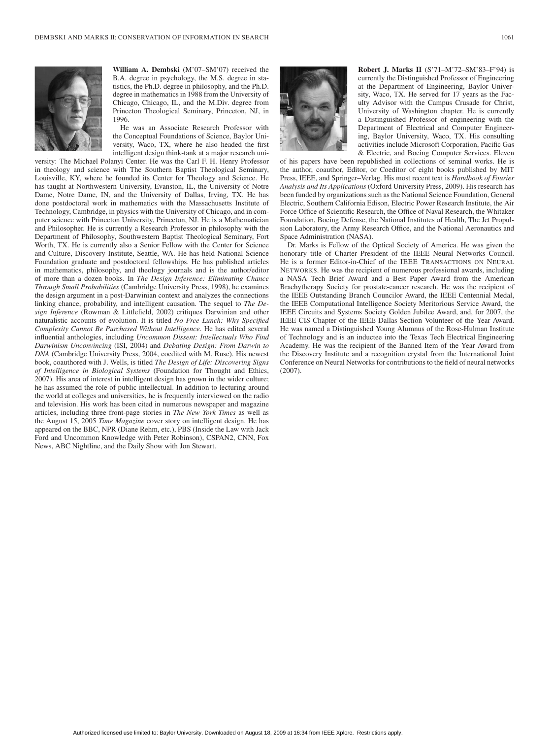**William A. Dembski** (M'07–SM'07) received the B.A. degree in psychology, the M.S. degree in statistics, the Ph.D. degree in philosophy, and the Ph.D. degree in mathematics in 1988 from the University of Chicago, Chicago, IL, and the M.Div. degree from Princeton Theological Seminary, Princeton, NJ, in 1996.

He was an Associate Research Professor with the Conceptual Foundations of Science, Baylor University, Waco, TX, where he also headed the first intelligent design think-tank at a major research university: The Michael Polanyi Center. He was the Carl F. H. Henry Professor in theology and science with The Southern Baptist Theological Seminary, Louisville, KY, where he founded its Center for Theology and Science. He has taught at Northwestern University, Evanston, IL, the University of Notre Dame, Notre Dame, IN, and the University of Dallas, Irving, TX. He has done postdoctoral work in mathematics with the Massachusetts Institute of Technology, Cambridge, in physics with the University of Chicago, and in computer science with Princeton University, Princeton, NJ. He is a Mathematician and Philosopher. He is currently a Research Professor in philosophy with the Department of Philosophy, Southwestern Baptist Theological Seminary, Fort Worth, TX. He is currently also a Senior Fellow with the Center for Science and Culture, Discovery Institute, Seattle, WA. He has held National Science Foundation graduate and postdoctoral fellowships. He has published articles in mathematics, philosophy, and theology journals and is the author/editor of more than a dozen books. In *The Design Inference: Eliminating Chance Through Small Probabilities* (Cambridge University Press, 1998), he examines the design argument in a post-Darwinian context and analyzes the connections linking chance, probability, and intelligent causation. The sequel to *The Design Inference* (Rowman & Littlefield, 2002) critiques Darwinian and other naturalistic accounts of evolution. It is titled *No Free Lunch: Why Specified Complexity Cannot Be Purchased Without Intelligence*. He has edited several influential anthologies, including *Uncommon Dissent: Intellectuals Who Find Darwinism Unconvincing* (ISI, 2004) and *Debating Design: From Darwin to DNA* (Cambridge University Press, 2004, coedited with M. Ruse). His newest book, coauthored with J. Wells, is titled *The Design of Life: Discovering Signs of Intelligence in Biological Systems* (Foundation for Thought and Ethics, 2007). His area of interest in intelligent design has grown in the wider culture; he has assumed the role of public intellectual. In addition to lecturing around the world at colleges and universities, he is frequently interviewed on the radio and television. His work has been cited in numerous newspaper and magazine articles, including three front-page stories in *The New York Times* as well as the August 15, 2005 *Time Magazine* cover story on intelligent design. He has appeared on the BBC, NPR (Diane Rehm, etc.), PBS (Inside the Law with Jack Ford and Uncommon Knowledge with Peter Robinson), CSPAN2, CNN, Fox News, ABC Nightline, and the Daily Show with Jon Stewart.

**Robert J. Marks II** (S'71–M'72–SM'83–F'94) is currently the Distinguished Professor of Engineering at the Department of Engineering, Baylor University, Waco, TX. He served for 17 years as the Faculty Advisor with the Campus Crusade for Christ, University of Washington chapter. He is currently a Distinguished Professor of engineering with the Department of Electrical and Computer Engineering, Baylor University, Waco, TX. His consulting activities include Microsoft Corporation, Pacific Gas & Electric, and Boeing Computer Services. Eleven of his papers have been republished in collections of seminal works. He is the author, coauthor, Editor, or Coeditor of eight books published by MIT Press, IEEE, and Springer–Verlag. His most recent text is *Handbook of Fourier Analysis and Its Applications* (Oxford University Press, 2009). His research has been funded by organizations such as the National Science Foundation, General Electric, Southern California Edison, Electric Power Research Institute, the Air Force Office of Scientific Research, the Office of Naval Research, the Whitaker Foundation, Boeing Defense, the National Institutes of Health, The Jet Propulsion Laboratory, the Army Research Office, and the National Aeronautics and Space Administration (NASA).

Dr. Marks is Fellow of the Optical Society of America. He was given the honorary title of Charter President of the IEEE Neural Networks Council. He is a former Editor-in-Chief of the IEEE TRANSACTIONS ON NEURAL NETWORKS. He was the recipient of numerous professional awards, including a NASA Tech Brief Award and a Best Paper Award from the American Brachytherapy Society for prostate-cancer research. He was the recipient of the IEEE Outstanding Branch Councilor Award, the IEEE Centennial Medal, the IEEE Computational Intelligence Society Meritorious Service Award, the IEEE Circuits and Systems Society Golden Jubilee Award, and, for 2007, the IEEE CIS Chapter of the IEEE Dallas Section Volunteer of the Year Award. He was named a Distinguished Young Alumnus of the Rose-Hulman Institute of Technology and is an inductee into the Texas Tech Electrical Engineering Academy. He was the recipient of the Banned Item of the Year Award from the Discovery Institute and a recognition crystal from the International Joint Conference on Neural Networks for contributions to the field of neural networks (2007).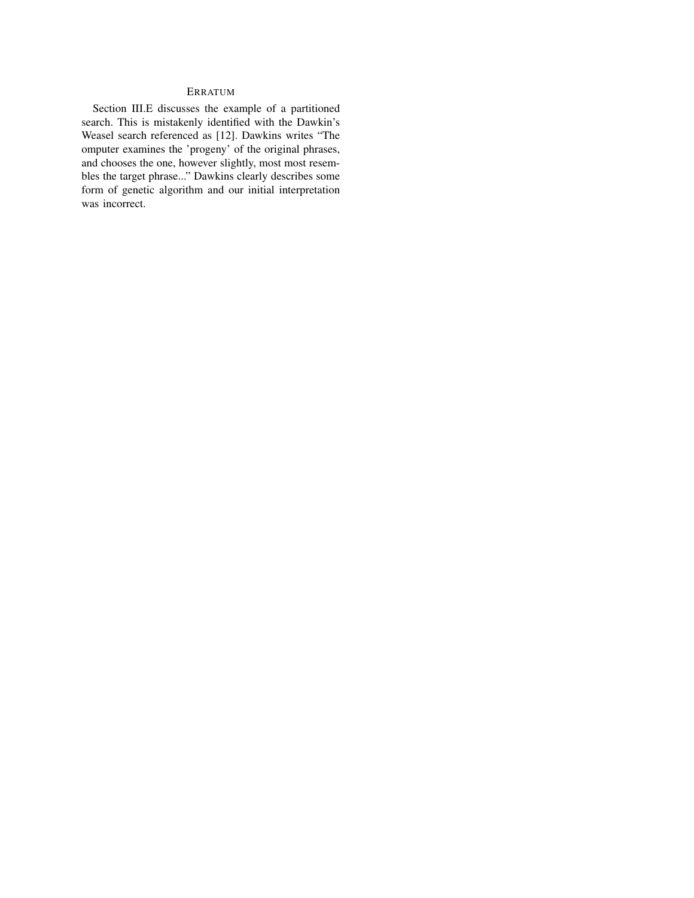## Erratum

Section III.E discusses the example of a partitioned search. This is mistakenly identified with the Dawkin's Weasel search referenced as [12]. Dawkins writes "The omputer examines the 'progeny' of the original phrases, and chooses the one, however slightly, most most resembles the target phrase..." Dawkins clearly describes some form of genetic algorithm and our initial interpretation was incorrect.